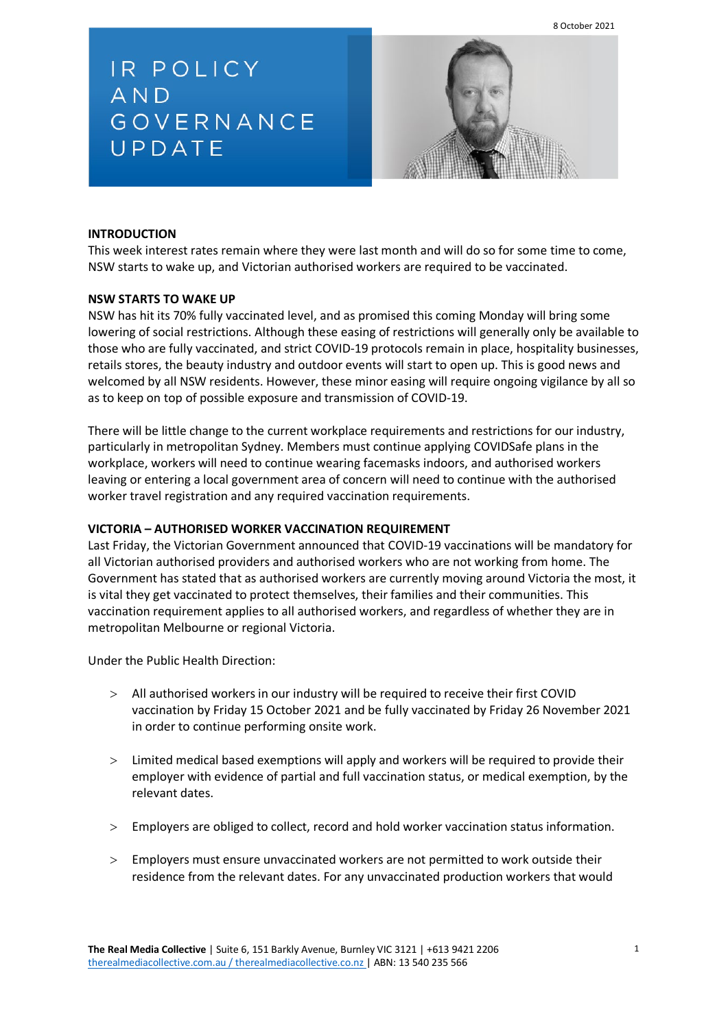8 October 2021

# IR POLICY AND GOVERNANCE UPDATE

**INTRODUCTION**

This week interest rates remain where they were last month and will do so for some time to come, NSW starts to wake up, and Victorian authorised workers are required to be vaccinated.

**NSW STARTS TO WAKE UP**

NSW has hit its 70% fully vaccinated level, and as promised this coming Monday will bring some lowering of social restrictions. Although these easing of restrictions will generally only be available to those who are fully vaccinated, and strict COVID-19 protocols remain in place, hospitality businesses, retails stores, the beauty industry and outdoor events will start to open up. This is good news and welcomed by all NSW residents. However, these minor easing will require ongoing vigilance by all so as to keep on top of possible exposure and transmission of COVID-19.

There will be little change to the current workplace requirements and restrictions for our industry, particularly in metropolitan Sydney. Members must continue applying COVIDSafe plans in the workplace, workers will need to continue wearing facemasks indoors, and authorised workers leaving or entering a local government area of concern will need to continue with the authorised worker travel registration and any required vaccination requirements.

**VICTORIA – AUTHORISED WORKER VACCINATION REQUIREMENT**

Last Friday, the Victorian Government announced that COVID-19 vaccinations will be mandatory for all Victorian authorised providers and authorised workers who are not working from home. The Government has stated that as authorised workers are currently moving around Victoria the most, it is vital they get vaccinated to protect themselves, their families and their communities. This vaccination requirement applies to all authorised workers, and regardless of whether they are in metropolitan Melbourne or regional Victoria.

Under the Public Health Direction:

- All authorised workers in our industry will be required to receive their first COVID vaccination by Friday 15 October 2021 and be fully vaccinated by Friday 26 November 2021 in order to continue performing onsite work.
- Limited medical based exemptions will apply and workers will be required to provide their employer with evidence of partial and full vaccination status, or medical exemption, by the relevant dates.
- Employers are obliged to collect, record and hold worker vaccination status information.
- Employers must ensure unvaccinated workers are not permitted to work outside their residence from the relevant dates. For any unvaccinated production workers that would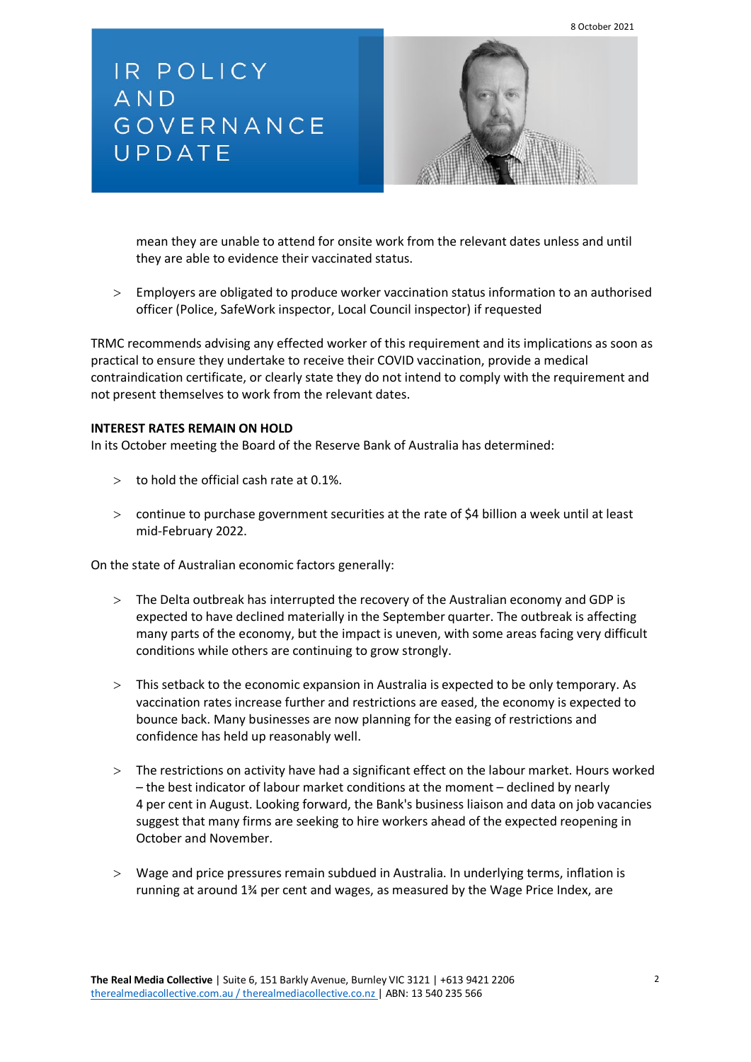mean they are unable to attend for onsite work from the relevant dates unless and until they are able to evidence their vaccinated status.

> Employers are obligated to produce worker vaccination status information to an authorised officer (Police, SafeWork inspector, Local Council inspector) if requested

TRMC recommends advising any effected worker of this requirement and its implications as soon as practical to ensure they undertake to receive their COVID vaccination, provide a medical contraindication certificate, or clearly state they do not intend to comply with the requirement and not present themselves to work from the relevant dates.

**INTEREST RATES REMAIN ON HOLD**

In its October meeting the Board of the Reserve Bank of Australia has determined:

> to hold the official cash rate at 0.1%.

> continue to purchase government securities at the rate of $4 billion a week until at least mid-February 2022.

On the state of Australian economic factors generally:

> The Delta outbreak has interrupted the recovery of the Australian economy and GDP is expected to have declined materially in the September quarter. The outbreak is affecting many parts of the economy, but the impact is uneven, with some areas facing very difficult conditions while others are continuing to grow strongly.

> This setback to the economic expansion in Australia is expected to be only temporary. As vaccination rates increase further and restrictions are eased, the economy is expected to bounce back. Many businesses are now planning for the easing of restrictions and confidence has held up reasonably well.

> The restrictions on activity have had a significant effect on the labour market. Hours worked – the best indicator of labour market conditions at the moment – declined by nearly 4 per cent in August. Looking forward, the Bank's business liaison and data on job vacancies suggest that many firms are seeking to hire workers ahead of the expected reopening in October and November.

> Wage and price pressures remain subdued in Australia. In underlying terms, inflation is running at around 1¾ per cent and wages, as measured by the Wage Price Index, are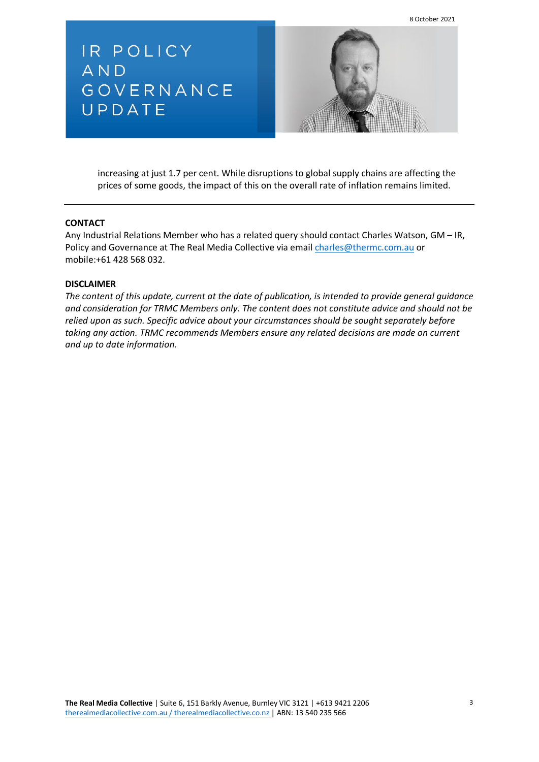increasing at just 1.7 per cent. While disruptions to global supply chains are affecting the prices of some goods, the impact of this on the overall rate of inflation remains limited.

---

**CONTACT**

Any Industrial Relations Member who has a related query should contact Charles Watson, GM – IR, Policy and Governance at The Real Media Collective via email charles@thermc.com.au or mobile:+61 428 568 032.

**DISCLAIMER**

*The content of this update, current at the date of publication, is intended to provide general guidance and consideration for TRMC Members only. The content does not constitute advice and should not be relied upon as such. Specific advice about your circumstances should be sought separately before taking any action. TRMC recommends Members ensure any related decisions are made on current and up to date information.*